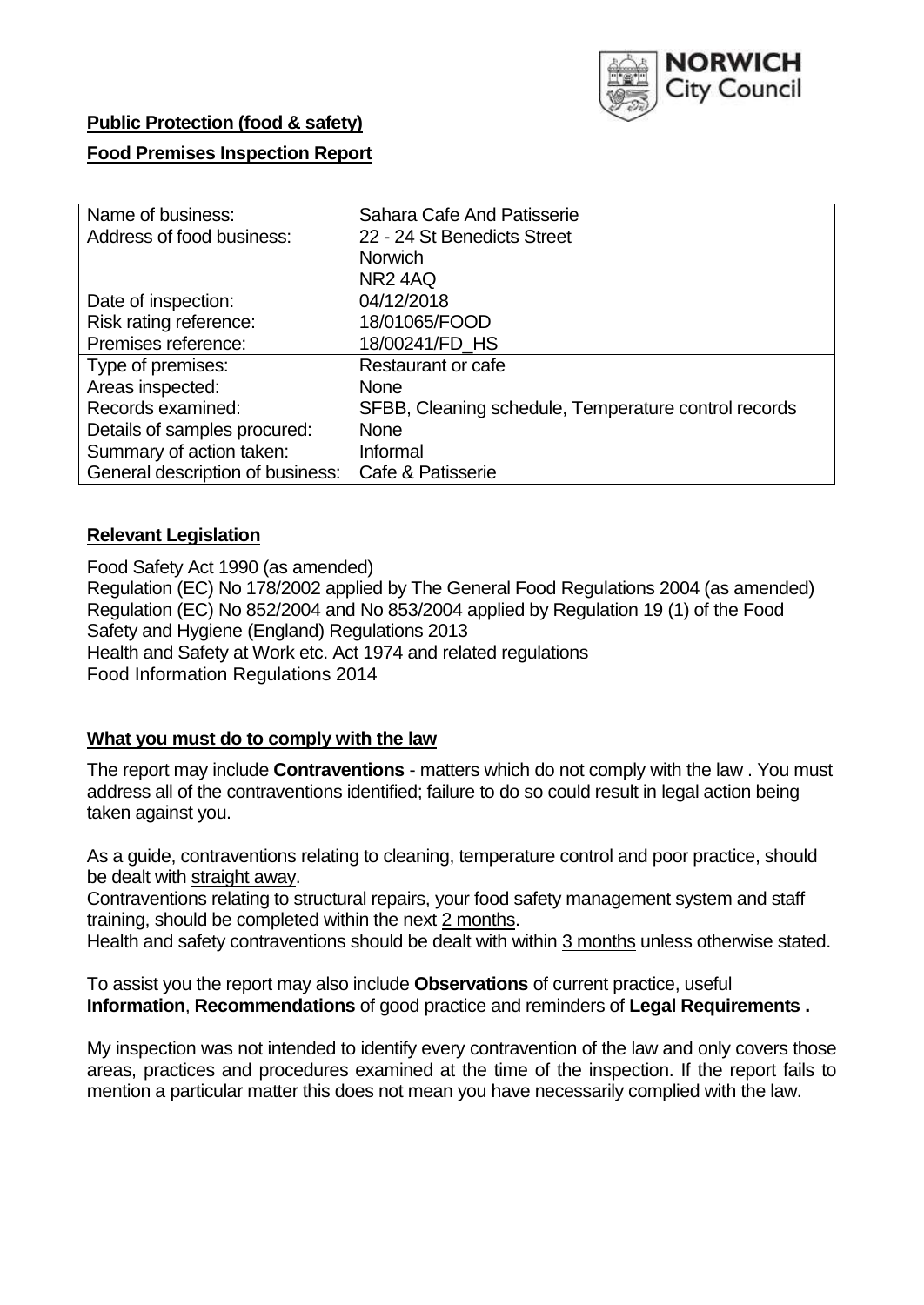NORWICH City Council

**Public Protection (food & safety)**

**Food Premises Inspection Report**

| Name of business: | Sahara Cafe And Patisserie |
|---|---|
| Address of food business: | 22 - 24 St Benedicts Street<br>Norwich<br>NR2 4AQ |
| Date of inspection: | 04/12/2018 |
| Risk rating reference: | 18/01065/FOOD |
| Premises reference: | 18/00241/FD_HS |
| Type of premises: | Restaurant or cafe |
| Areas inspected: | None |
| Records examined: | SFBB, Cleaning schedule, Temperature control records |
| Details of samples procured: | None |
| Summary of action taken: | Informal |
| General description of business: | Cafe & Patisserie |

## Relevant Legislation

Food Safety Act 1990 (as amended)
Regulation (EC) No 178/2002 applied by The General Food Regulations 2004 (as amended)
Regulation (EC) No 852/2004 and No 853/2004 applied by Regulation 19 (1) of the Food Safety and Hygiene (England) Regulations 2013
Health and Safety at Work etc. Act 1974 and related regulations
Food Information Regulations 2014

## What you must do to comply with the law

The report may include **Contraventions** - matters which do not comply with the law . You must address all of the contraventions identified; failure to do so could result in legal action being taken against you.

As a guide, contraventions relating to cleaning, temperature control and poor practice, should be dealt with straight away.
Contraventions relating to structural repairs, your food safety management system and staff training, should be completed within the next 2 months.
Health and safety contraventions should be dealt with within 3 months unless otherwise stated.

To assist you the report may also include **Observations** of current practice, useful **Information**, **Recommendations** of good practice and reminders of **Legal Requirements .**

My inspection was not intended to identify every contravention of the law and only covers those areas, practices and procedures examined at the time of the inspection. If the report fails to mention a particular matter this does not mean you have necessarily complied with the law.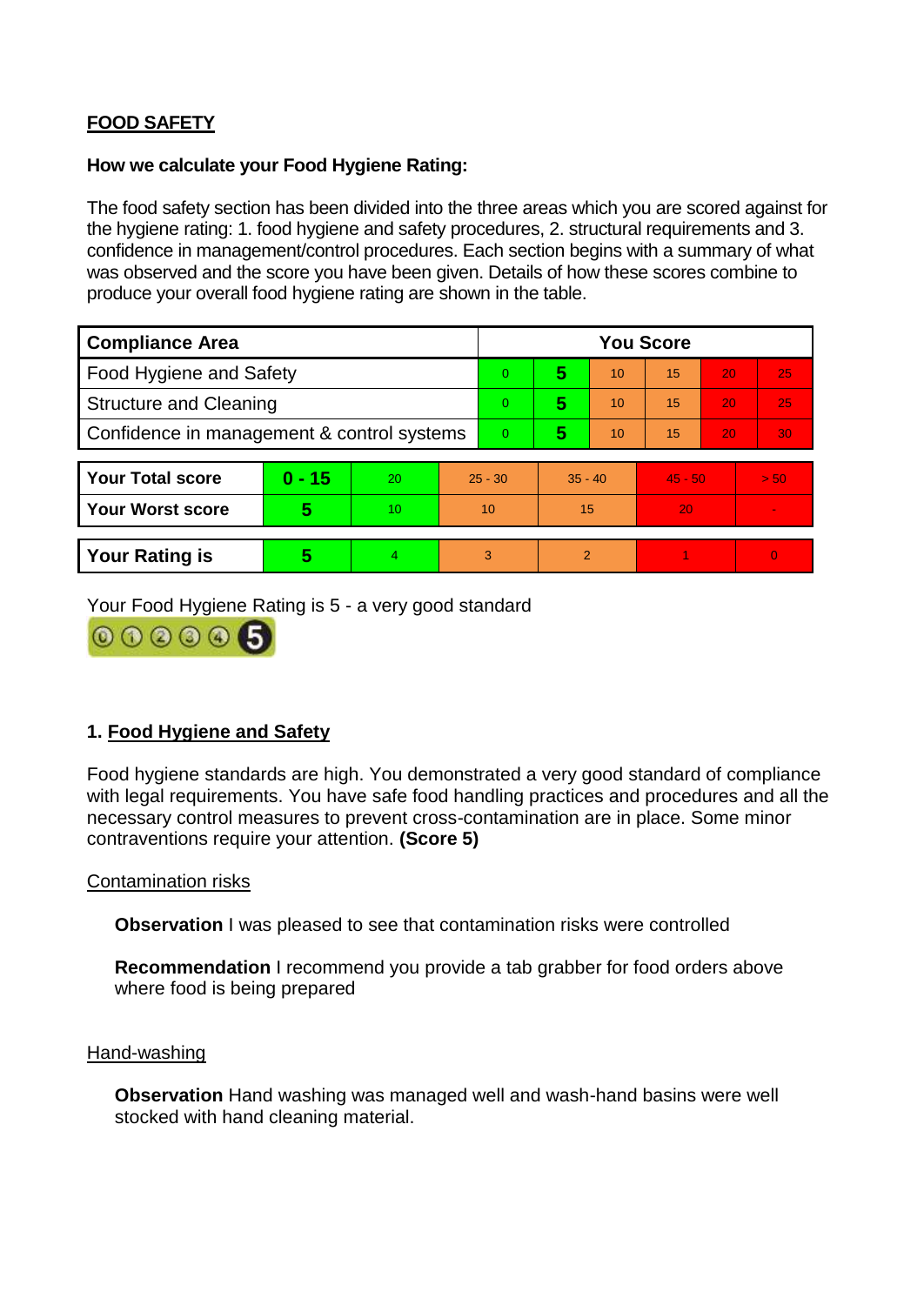## FOOD SAFETY

**How we calculate your Food Hygiene Rating:**

The food safety section has been divided into the three areas which you are scored against for the hygiene rating: 1. food hygiene and safety procedures, 2. structural requirements and 3. confidence in management/control procedures. Each section begins with a summary of what was observed and the score you have been given. Details of how these scores combine to produce your overall food hygiene rating are shown in the table.

| Compliance Area | You Score | | | | | |
|---|---|---|---|---|---|---|
| Food Hygiene and Safety | 0 | **5** | 10 | 15 | 20 | 25 |
| Structure and Cleaning | 0 | **5** | 10 | 15 | 20 | 25 |
| Confidence in management & control systems | 0 | **5** | 10 | 15 | 20 | 30 |

| | | | | | | |
|---|---|---|---|---|---|---|
| **Your Total score** | **0 - 15** | 20 | 25 - 30 | 35 - 40 | 45 - 50 | > 50 |
| **Your Worst score** | **5** | 10 | 10 | 15 | 20 | - |

| | | | | | | |
|---|---|---|---|---|---|---|
| **Your Rating is** | **5** | 4 | 3 | 2 | 1 | 0 |

Your Food Hygiene Rating is 5 - a very good standard

### 1. Food Hygiene and Safety

Food hygiene standards are high. You demonstrated a very good standard of compliance with legal requirements. You have safe food handling practices and procedures and all the necessary control measures to prevent cross-contamination are in place. Some minor contraventions require your attention. **(Score 5)**

Contamination risks

**Observation** I was pleased to see that contamination risks were controlled

**Recommendation** I recommend you provide a tab grabber for food orders above where food is being prepared

Hand-washing

**Observation** Hand washing was managed well and wash-hand basins were well stocked with hand cleaning material.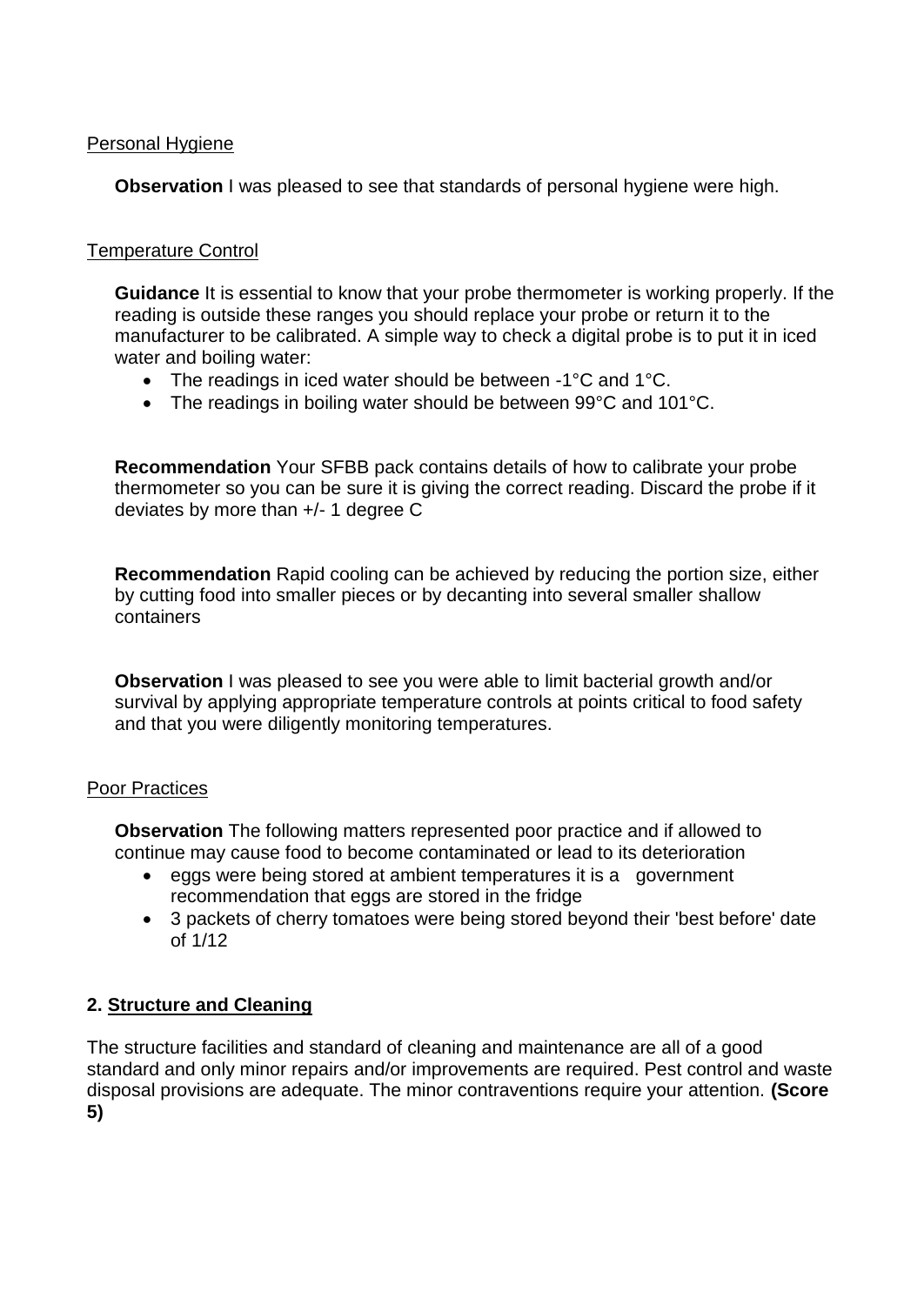<u>Personal Hygiene</u>

**Observation** I was pleased to see that standards of personal hygiene were high.

<u>Temperature Control</u>

**Guidance** It is essential to know that your probe thermometer is working properly. If the reading is outside these ranges you should replace your probe or return it to the manufacturer to be calibrated. A simple way to check a digital probe is to put it in iced water and boiling water:

- The readings in iced water should be between -1°C and 1°C.
- The readings in boiling water should be between 99°C and 101°C.

**Recommendation** Your SFBB pack contains details of how to calibrate your probe thermometer so you can be sure it is giving the correct reading. Discard the probe if it deviates by more than +/- 1 degree C

**Recommendation** Rapid cooling can be achieved by reducing the portion size, either by cutting food into smaller pieces or by decanting into several smaller shallow containers

**Observation** I was pleased to see you were able to limit bacterial growth and/or survival by applying appropriate temperature controls at points critical to food safety and that you were diligently monitoring temperatures.

<u>Poor Practices</u>

**Observation** The following matters represented poor practice and if allowed to continue may cause food to become contaminated or lead to its deterioration

- eggs were being stored at ambient temperatures it is a government recommendation that eggs are stored in the fridge
- 3 packets of cherry tomatoes were being stored beyond their 'best before' date of 1/12

## 2. <u>Structure and Cleaning</u>

The structure facilities and standard of cleaning and maintenance are all of a good standard and only minor repairs and/or improvements are required. Pest control and waste disposal provisions are adequate. The minor contraventions require your attention. **(Score 5)**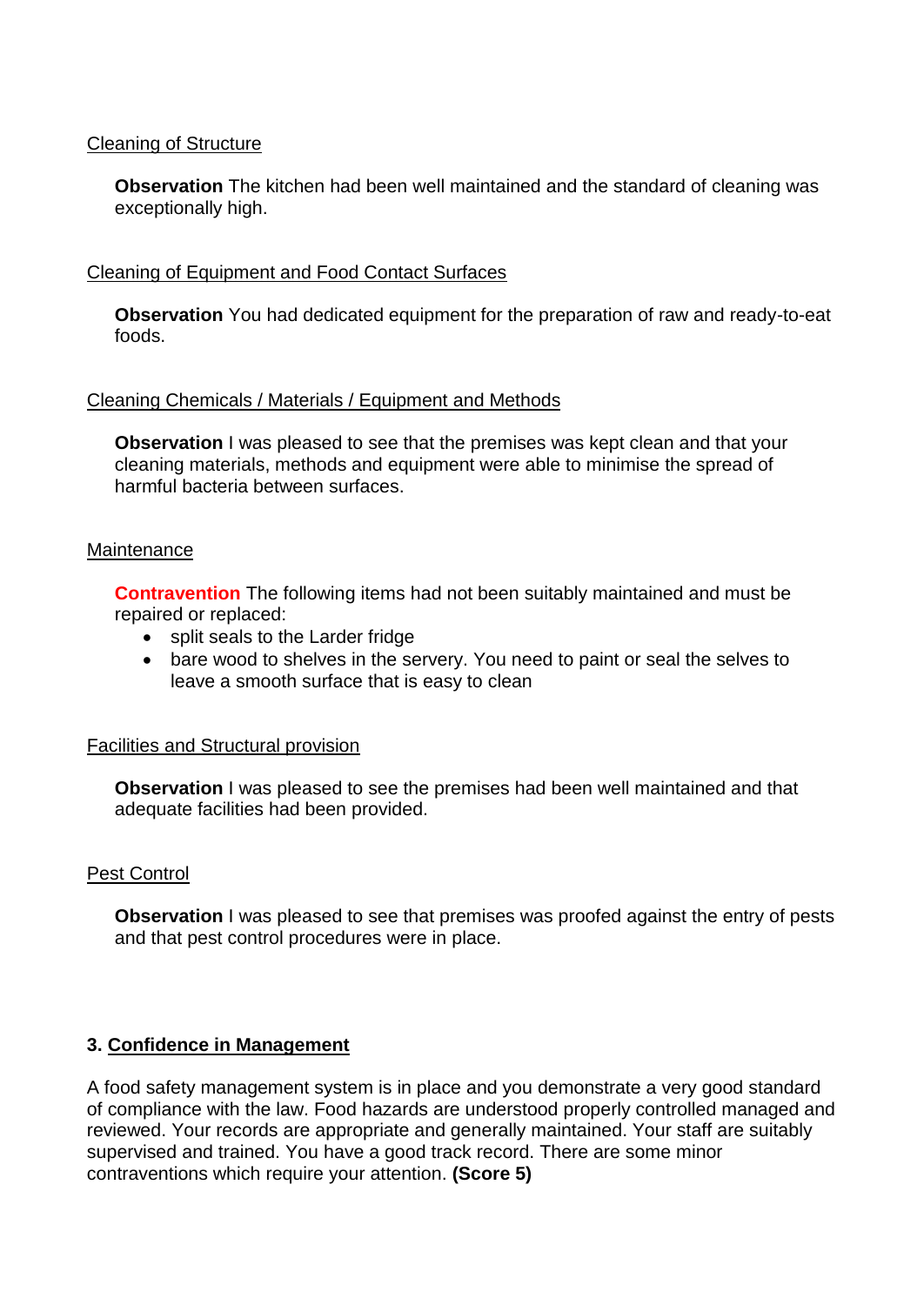<u>Cleaning of Structure</u>

**Observation** The kitchen had been well maintained and the standard of cleaning was exceptionally high.

<u>Cleaning of Equipment and Food Contact Surfaces</u>

**Observation** You had dedicated equipment for the preparation of raw and ready-to-eat foods.

<u>Cleaning Chemicals / Materials / Equipment and Methods</u>

**Observation** I was pleased to see that the premises was kept clean and that your cleaning materials, methods and equipment were able to minimise the spread of harmful bacteria between surfaces.

<u>Maintenance</u>

**Contravention** The following items had not been suitably maintained and must be repaired or replaced:

- split seals to the Larder fridge
- bare wood to shelves in the servery. You need to paint or seal the selves to leave a smooth surface that is easy to clean

<u>Facilities and Structural provision</u>

**Observation** I was pleased to see the premises had been well maintained and that adequate facilities had been provided.

<u>Pest Control</u>

**Observation** I was pleased to see that premises was proofed against the entry of pests and that pest control procedures were in place.

## 3. <u>Confidence in Management</u>

A food safety management system is in place and you demonstrate a very good standard of compliance with the law. Food hazards are understood properly controlled managed and reviewed. Your records are appropriate and generally maintained. Your staff are suitably supervised and trained. You have a good track record. There are some minor contraventions which require your attention. **(Score 5)**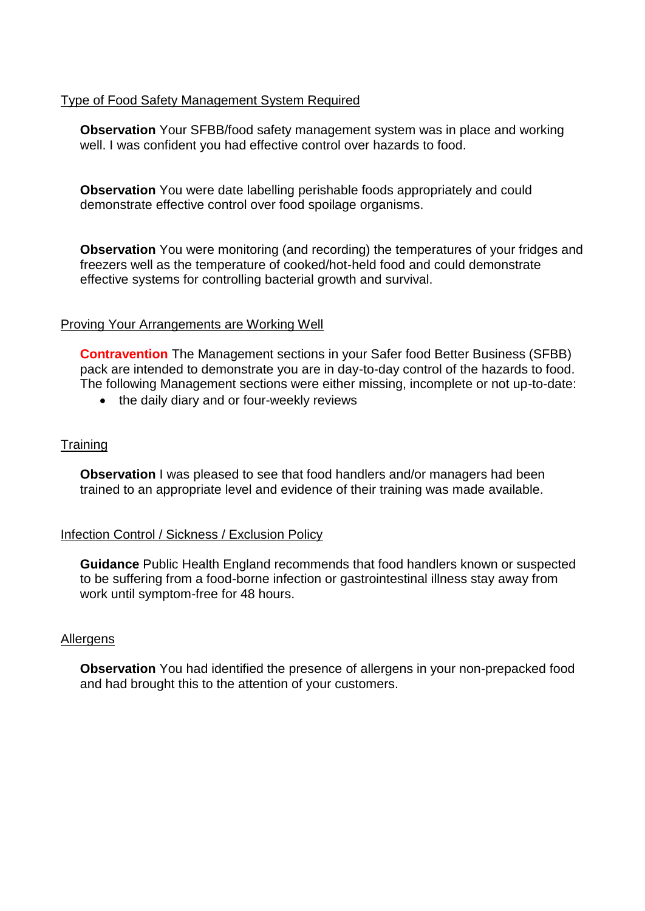## Type of Food Safety Management System Required

**Observation** Your SFBB/food safety management system was in place and working well. I was confident you had effective control over hazards to food.

**Observation** You were date labelling perishable foods appropriately and could demonstrate effective control over food spoilage organisms.

**Observation** You were monitoring (and recording) the temperatures of your fridges and freezers well as the temperature of cooked/hot-held food and could demonstrate effective systems for controlling bacterial growth and survival.

## Proving Your Arrangements are Working Well

**Contravention** The Management sections in your Safer food Better Business (SFBB) pack are intended to demonstrate you are in day-to-day control of the hazards to food. The following Management sections were either missing, incomplete or not up-to-date:

- the daily diary and or four-weekly reviews

## Training

**Observation** I was pleased to see that food handlers and/or managers had been trained to an appropriate level and evidence of their training was made available.

## Infection Control / Sickness / Exclusion Policy

**Guidance** Public Health England recommends that food handlers known or suspected to be suffering from a food-borne infection or gastrointestinal illness stay away from work until symptom-free for 48 hours.

## Allergens

**Observation** You had identified the presence of allergens in your non-prepacked food and had brought this to the attention of your customers.